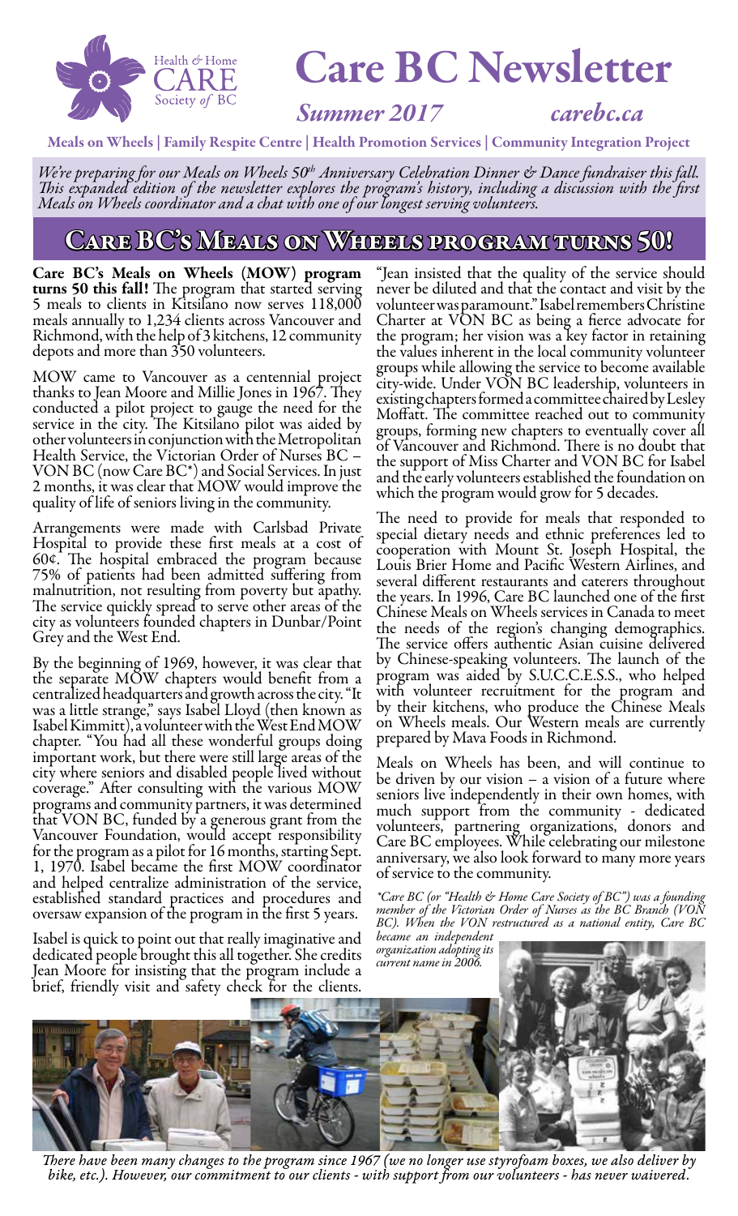# Care BC Newsletter

Health & Home CARE Society of BC

*Summer 2017* *carebc.ca*

Meals on Wheels | Family Respite Centre | Health Promotion Services | Community Integration Project

*We're preparing for our Meals on Wheels 50th Anniversary Celebration Dinner & Dance fundraiser this fall. This expanded edition of the newsletter explores the program's history, including a discussion with the first Meals on Wheels coordinator and a chat with one of our longest serving volunteers.*

## Care BC's Meals on Wheels program turns 50!

**Care BC's Meals on Wheels (MOW) program turns 50 this fall!** The program that started serving 5 meals to clients in Kitsilano now serves 118,000 meals annually to 1,234 clients across Vancouver and Richmond, with the help of 3 kitchens, 12 community depots and more than 350 volunteers.

MOW came to Vancouver as a centennial project thanks to Jean Moore and Millie Jones in 1967. They conducted a pilot project to gauge the need for the service in the city. The Kitsilano pilot was aided by other volunteers in conjunction with the Metropolitan Health Service, the Victorian Order of Nurses BC – VON BC (now Care BC*) and Social Services. In just 2 months, it was clear that MOW would improve the quality of life of seniors living in the community.

Arrangements were made with Carlsbad Private Hospital to provide these first meals at a cost of 60¢. The hospital embraced the program because 75% of patients had been admitted suffering from malnutrition, not resulting from poverty but apathy. The service quickly spread to serve other areas of the city as volunteers founded chapters in Dunbar/Point Grey and the West End.

By the beginning of 1969, however, it was clear that the separate MOW chapters would benefit from a centralized headquarters and growth across the city. "It was a little strange," says Isabel Lloyd (then known as Isabel Kimmitt), a volunteer with the West End MOW chapter. "You had all these wonderful groups doing important work, but there were still large areas of the city where seniors and disabled people lived without coverage." After consulting with the various MOW programs and community partners, it was determined that VON BC, funded by a generous grant from the Vancouver Foundation, would accept responsibility for the program as a pilot for 16 months, starting Sept. 1, 1970. Isabel became the first MOW coordinator and helped centralize administration of the service, established standard practices and procedures and oversaw expansion of the program in the first 5 years.

Isabel is quick to point out that really imaginative and dedicated people brought this all together. She credits Jean Moore for insisting that the program include a brief, friendly visit and safety check for the clients. "Jean insisted that the quality of the service should never be diluted and that the contact and visit by the volunteer was paramount." Isabel remembers Christine Charter at VON BC as being a fierce advocate for the program; her vision was a key factor in retaining the values inherent in the local community volunteer groups while allowing the service to become available city-wide. Under VON BC leadership, volunteers in existing chapters formed a committee chaired by Lesley Moffatt. The committee reached out to community groups, forming new chapters to eventually cover all of Vancouver and Richmond. There is no doubt that the support of Miss Charter and VON BC for Isabel and the early volunteers established the foundation on which the program would grow for 5 decades.

The need to provide for meals that responded to special dietary needs and ethnic preferences led to cooperation with Mount St. Joseph Hospital, the Louis Brier Home and Pacific Western Airlines, and several different restaurants and caterers throughout the years. In 1996, Care BC launched one of the first Chinese Meals on Wheels services in Canada to meet the needs of the region's changing demographics. The service offers authentic Asian cuisine delivered by Chinese-speaking volunteers. The launch of the program was aided by S.U.C.C.E.S.S., who helped with volunteer recruitment for the program and by their kitchens, who produce the Chinese Meals on Wheels meals. Our Western meals are currently prepared by Mava Foods in Richmond.

Meals on Wheels has been, and will continue to be driven by our vision – a vision of a future where seniors live independently in their own homes, with much support from the community - dedicated volunteers, partnering organizations, donors and Care BC employees. While celebrating our milestone anniversary, we also look forward to many more years of service to the community.

*\*Care BC (or "Health & Home Care Society of BC") was a founding member of the Victorian Order of Nurses as the BC Branch (VON BC). When the VON restructured as a national entity, Care BC became an independent organization adopting its current name in 2006.*

*There have been many changes to the program since 1967 (we no longer use styrofoam boxes, we also deliver by bike, etc.). However, our commitment to our clients - with support from our volunteers - has never waivered.*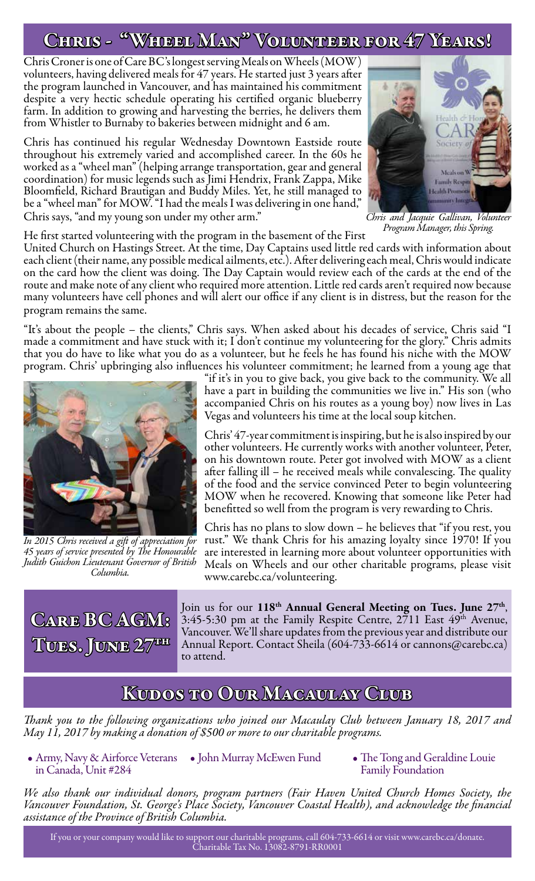## Chris - "Wheel Man" Volunteer for 47 Years!

Chris Croner is one of Care BC's longest serving Meals on Wheels (MOW) volunteers, having delivered meals for 47 years. He started just 3 years after the program launched in Vancouver, and has maintained his commitment despite a very hectic schedule operating his certified organic blueberry farm. In addition to growing and harvesting the berries, he delivers them from Whistler to Burnaby to bakeries between midnight and 6 am.

Chris has continued his regular Wednesday Downtown Eastside route throughout his extremely varied and accomplished career. In the 60s he worked as a "wheel man" (helping arrange transportation, gear and general coordination) for music legends such as Jimi Hendrix, Frank Zappa, Mike Bloomfield, Richard Brautigan and Buddy Miles. Yet, he still managed to be a "wheel man" for MOW. "I had the meals I was delivering in one hand," Chris says, "and my young son under my other arm."

*Chris and Jacquie Gallivan, Volunteer Program Manager, this Spring.*

He first started volunteering with the program in the basement of the First United Church on Hastings Street. At the time, Day Captains used little red cards with information about each client (their name, any possible medical ailments, etc.). After delivering each meal, Chris would indicate on the card how the client was doing. The Day Captain would review each of the cards at the end of the route and make note of any client who required more attention. Little red cards aren't required now because many volunteers have cell phones and will alert our office if any client is in distress, but the reason for the program remains the same.

"It's about the people – the clients," Chris says. When asked about his decades of service, Chris said "I made a commitment and have stuck with it; I don't continue my volunteering for the glory." Chris admits that you do have to like what you do as a volunteer, but he feels he has found his niche with the MOW program. Chris' upbringing also influences his volunteer commitment; he learned from a young age that "if it's in you to give back, you give back to the community. We all have a part in building the communities we live in." His son (who accompanied Chris on his routes as a young boy) now lives in Las Vegas and volunteers his time at the local soup kitchen.

Chris' 47-year commitment is inspiring, but he is also inspired by our other volunteers. He currently works with another volunteer, Peter, on his downtown route. Peter got involved with MOW as a client after falling ill – he received meals while convalescing. The quality of the food and the service convinced Peter to begin volunteering MOW when he recovered. Knowing that someone like Peter had benefitted so well from the program is very rewarding to Chris.

Chris has no plans to slow down – he believes that "if you rest, you rust." We thank Chris for his amazing loyalty since 1970! If you are interested in learning more about volunteer opportunities with Meals on Wheels and our other charitable programs, please visit www.carebc.ca/volunteering.

*In 2015 Chris received a gift of appreciation for 45 years of service presented by The Honourable Judith Guichon Lieutenant Governor of British Columbia.*

## Care BC AGM: Tues. June 27th

Join us for our **118th Annual General Meeting on Tues. June 27th**, 3:45-5:30 pm at the Family Respite Centre, 2711 East 49th Avenue, Vancouver. We'll share updates from the previous year and distribute our Annual Report. Contact Sheila (604-733-6614 or cannons@carebc.ca) to attend.

## Kudos to Our Macaulay Club

*Thank you to the following organizations who joined our Macaulay Club between January 18, 2017 and May 11, 2017 by making a donation of $500 or more to our charitable programs.*

- Army, Navy & Airforce Veterans in Canada, Unit #284
- John Murray McEwen Fund
- The Tong and Geraldine Louie Family Foundation

*We also thank our individual donors, program partners (Fair Haven United Church Homes Society, the Vancouver Foundation, St. George's Place Society, Vancouver Coastal Health), and acknowledge the financial assistance of the Province of British Columbia.*

If you or your company would like to support our charitable programs, call 604-733-6614 or visit www.carebc.ca/donate. Charitable Tax No. 13082-8791-RR0001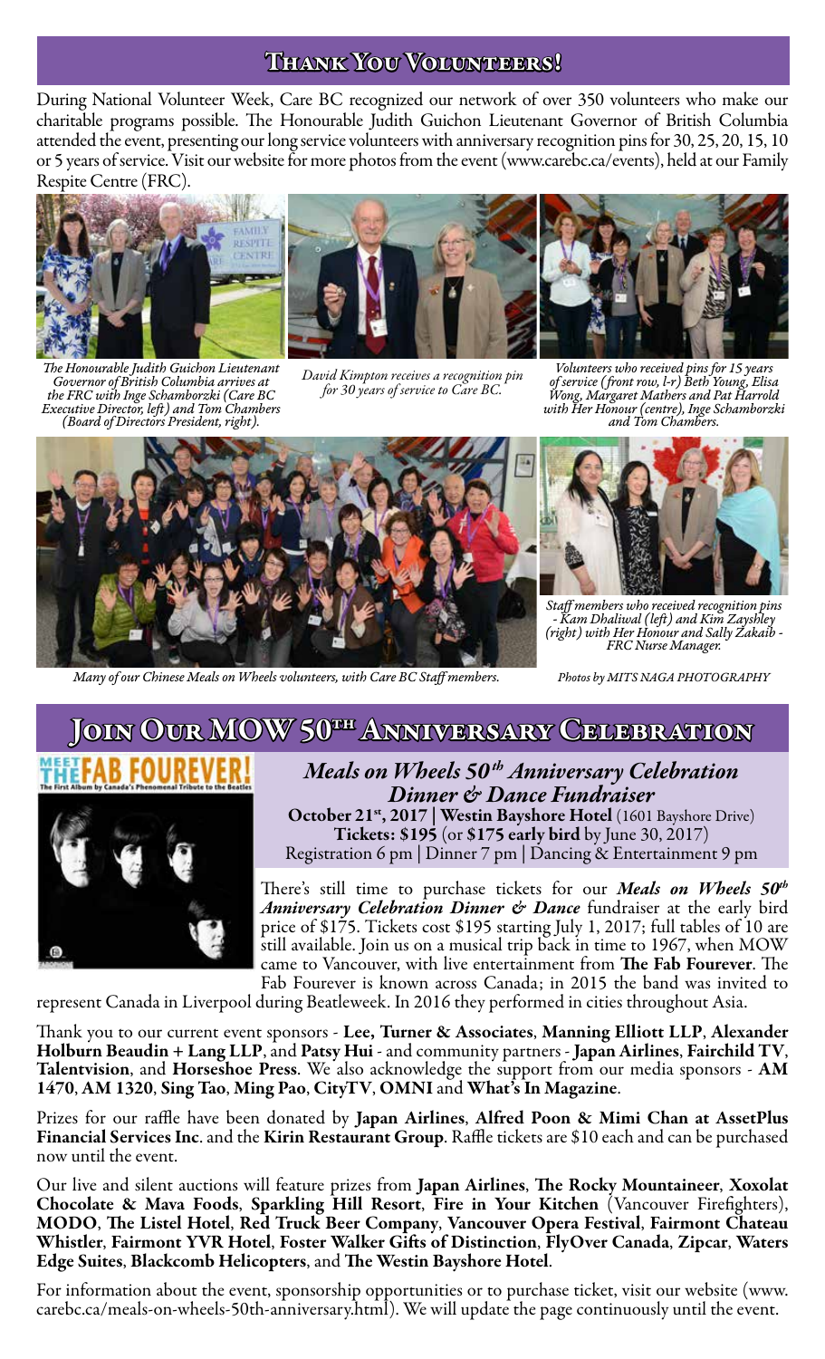## Thank You Volunteers!

During National Volunteer Week, Care BC recognized our network of over 350 volunteers who make our charitable programs possible. The Honourable Judith Guichon Lieutenant Governor of British Columbia attended the event, presenting our long service volunteers with anniversary recognition pins for 30, 25, 20, 15, 10 or 5 years of service. Visit our website for more photos from the event (www.carebc.ca/events), held at our Family Respite Centre (FRC).

*The Honourable Judith Guichon Lieutenant Governor of British Columbia arrives at the FRC with Inge Schamborzki (Care BC Executive Director, left) and Tom Chambers (Board of Directors President, right).*

*David Kimpton receives a recognition pin for 30 years of service to Care BC.*

*Volunteers who received pins for 15 years of service (front row, l-r) Beth Young, Elisa Wong, Margaret Mathers and Pat Harrold with Her Honour (centre), Inge Schamborzki and Tom Chambers.*

*Many of our Chinese Meals on Wheels volunteers, with Care BC Staff members.*

*Staff members who received recognition pins - Kam Dhaliwal (left) and Kim Zayshley (right) with Her Honour and Sally Zakaib - FRC Nurse Manager.*

*Photos by MITS NAGA PHOTOGRAPHY*

## Join Our MOW 50th Anniversary Celebration

**Meet The Fab Fourever!** The First Album by Canada's Phenomenal Tribute to the Beatles

### *Meals on Wheels 50th Anniversary Celebration Dinner & Dance Fundraiser*

**October 21st, 2017 | Westin Bayshore Hotel** (1601 Bayshore Drive)
**Tickets: $195** (or **$175 early bird** by June 30, 2017)
Registration 6 pm | Dinner 7 pm | Dancing & Entertainment 9 pm

There's still time to purchase tickets for our ***Meals on Wheels 50th Anniversary Celebration Dinner & Dance*** fundraiser at the early bird price of $175. Tickets cost $195 starting July 1, 2017; full tables of 10 are still available. Join us on a musical trip back in time to 1967, when MOW came to Vancouver, with live entertainment from **The Fab Fourever**. The Fab Fourever is known across Canada; in 2015 the band was invited to represent Canada in Liverpool during Beatleweek. In 2016 they performed in cities throughout Asia.

Thank you to our current event sponsors - **Lee, Turner & Associates**, **Manning Elliott LLP**, **Alexander Holburn Beaudin + Lang LLP**, and **Patsy Hui** - and community partners - **Japan Airlines**, **Fairchild TV**, **Talentvision**, and **Horseshoe Press**. We also acknowledge the support from our media sponsors - **AM 1470**, **AM 1320**, **Sing Tao**, **Ming Pao**, **CityTV**, **OMNI** and **What's In Magazine**.

Prizes for our raffle have been donated by **Japan Airlines**, **Alfred Poon & Mimi Chan at AssetPlus Financial Services Inc**. and the **Kirin Restaurant Group**. Raffle tickets are $10 each and can be purchased now until the event.

Our live and silent auctions will feature prizes from **Japan Airlines**, **The Rocky Mountaineer**, **Xoxolat Chocolate & Mava Foods**, **Sparkling Hill Resort**, **Fire in Your Kitchen** (Vancouver Firefighters), **MODO**, **The Listel Hotel**, **Red Truck Beer Company**, **Vancouver Opera Festival**, **Fairmont Chateau Whistler**, **Fairmont YVR Hotel**, **Foster Walker Gifts of Distinction**, **FlyOver Canada**, **Zipcar**, **Waters Edge Suites**, **Blackcomb Helicopters**, and **The Westin Bayshore Hotel**.

For information about the event, sponsorship opportunities or to purchase ticket, visit our website (www.carebc.ca/meals-on-wheels-50th-anniversary.html). We will update the page continuously until the event.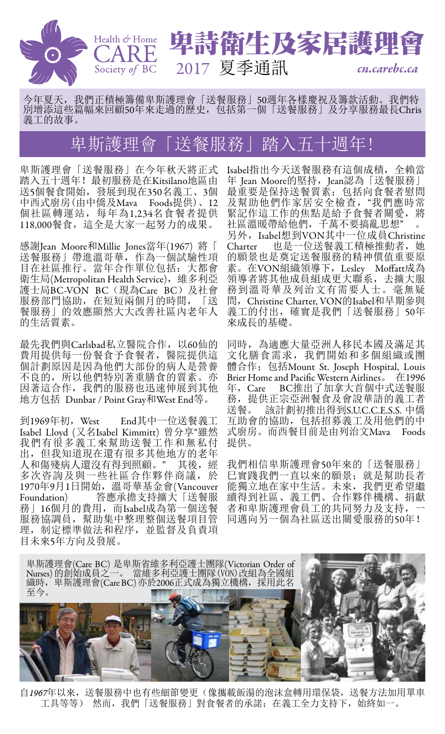Health & Home CARE Society of BC **卑詩衛生及家居護理會**

2017 夏季通訊 *cn.carebc.ca*

今年夏天，我們正積極籌備卑斯護理會「送餐服務」50週年各樣慶祝及籌款活動。我們特別增添這些篇幅來回顧50年來走過的歷史，包括第一個「送餐服務」及分享服務最長Chris義工的故事。

# 卑斯護理會「送餐服務」踏入五十週年!

卑斯護理會「送餐服務」在今年秋天將正式踏入五十週年！最初服務是在Kitsilano地區由送5個餐食開始，發展到現在350名義工、3個中西式廚房(由中僑及Mava Foods提供)、12個社區轉運站，每年為1,234名食餐者提供118,000餐食，這全是大家一起努力的成果。

感謝Jean Moore和Millie Jones當年(1967) 將「送餐服務」帶進溫哥華，作為一個試驗性項目在社區推行。當年合作單位包括：大都會衛生局(Metropolitan Health Service)，維多利亞護士局BC-VON BC（現為Care BC）及社會服務部門協助，在短短兩個月的時間，「送餐服務」的效應顯然大大改善社區內老年人的生活質素。

最先我們與Carlsbad私立醫院合作，以60仙的費用提供每一份餐食予食餐者，醫院提供這個計劃原因是因為他們大部份的病人是營養不良的，所以他們特別著重膳食的質素。亦因著這合作，我們的服務也迅速伸展到其他地方包括 Dunbar / Point Gray和West End等。

到1969年初，West End其中一位送餐義工Isabel Lloyd (又名Isabel Kimmitt) 曾分享"雖然我們有很多義工來幫助送餐工作和無私付出，但我知道現在還有很多其他地方的老年人和傷殘病人還沒有得到照顧。" 其後，經多次咨詢及與一些社區合作夥伴商議，於1970年9月1日開始，溫哥華基金會(Vancouver Foundation) 答應承擔支持擴大「送餐服務」16個月的費用，而Isabel成為第一個送餐服務協調員，幫助集中整理整個送餐項目管理，制定標準做法和程序，並監督及負責項目未來5年方向及發展。

Isabel指出今天送餐服務有這個成積，全賴當年 Jean Moore的堅持，Jean認為「送餐服務」最重要是保持送餐質素；包括向食餐者慰問及幫助他們作家居安全檢查，"我們應時常緊記作這工作的焦點是給予食餐者關愛，將社區溫暖帶給他們，千萬不要搞亂思想" 。

另外，Isabel想到VON其中一位成員Christine Charter 也是一位送餐義工積極推動者，她的願景也是奠定送餐服務的精神價值重要原素。在VON組織領導下，Lesley Moffatt成為領導者將其他成員組成更大聯系，去擴大服務到溫哥華及列治文有需要人士。毫無疑問，Christine Charter, VON的Isabel和早期參與義工的付出，確實是我們「送餐服務」50年來成長的基礎。

同時，為適應大量亞洲人移民本國及滿足其文化膳食需求，我們開始和多個組織或團體合作；包括Mount St. Joseph Hospital, Louis Brier Home and Pacific Western Airlines。 在1996年，Care BC推出了加拿大首個中式送餐服務，提供正宗亞洲餐食及會說華語的義工者送餐。 該計劃初推出得到S.U.C.C.E.S.S. 中僑互助會的協助，包括招募義工及用他們的中式廚房。而西餐目前是由列治文Mava Foods提供。

我們相信卑斯護理會50年來的「送餐服務」已實踐我們一直以來的願景；就是幫助長者能獨立地在家中生活。未來，我們更希望繼續得到社區、義工們、合作夥伴機構、捐獻者和卑斯護理會員工的共同努力及支持，一同邁向另一個為社區送出關愛服務的50年！

卑斯護理會(Care BC) 是卑斯省維多利亞護士團隊(Victorian Order of Nurses) 的創始成員之一。 當維多利亞護士團隊 (VON) 改組為全國組織時，卑斯護理會(Care BC) 亦於2006正式成為獨立機構，採用此名至今。

自*1967*年以來，送餐服務中也有些細節變更（像攜載飯湯的泡沫盒轉用環保袋，送餐方法加用單車工具等等） 然而，我們「送餐服務」對食餐者的承諾；在義工全力支持下，始終如一。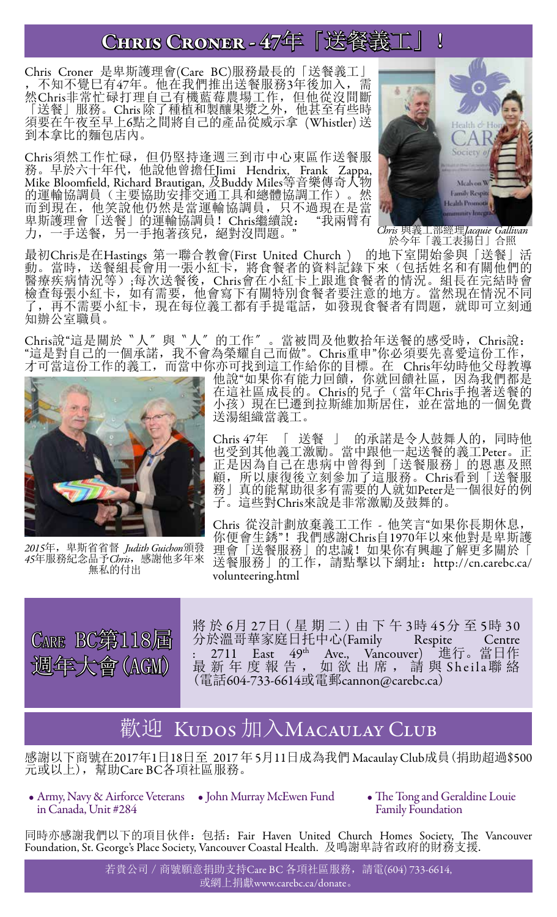# Chris Croner - 47年「送餐義工」！

Chris Croner 是卑斯護理會(Care BC)服務最長的「送餐義工」，不知不覺已有47年。他在我們推出送餐服務3年後加入，需然Chris非常忙碌打理自己有機藍莓農場工作，但他從沒間斷「送餐」服務。Chris 除了種植和製釀果漿之外，他甚至有些時須要在午夜至早上6點之間將自己的產品從威示拿 (Whistler) 送到本拿比的麵包店內。

Chris須然工作忙碌，但仍堅持逢週三到市中心東區作送餐服務。早於六十年代，他說他曾擔任Jimi Hendrix, Frank Zappa, Mike Bloomfield, Richard Brautigan, 及Buddy Miles等音樂傳奇人物的運輸協調員（主要協助安排交通工具和總體協調工作）。然而到現在，他笑說他仍然是當運輸協調員，只不過現在是當卑斯護理會「送餐」的運輸協調員！Chris繼續說："我兩臂有力，一手送餐，另一手抱著孩兒，絕對沒問題。"

*Chris* 與義工部經理*Jacquie Gallivan* 於今年「義工表揚日」合照

最初Chris是在Hastings 第一聯合教會(First United Church ) 的地下室開始參與「送餐」活動。當時，送餐組長會用一張小紅卡，將食餐者的資料記錄下來（包括姓名和有關他們的醫療疾病情況等）;每次送餐後，Chris會在小紅卡上跟進食餐者的情況。組長在完結時會檢查每張小紅卡，如有需要，他會寫下有關特別食餐者要注意的地方。當然現在情況不同了，再不需要小紅卡，現在每位義工都有手提電話，如發現食餐者有問題，就即可立刻通知辦公室職員。

Chris說"這是關於〝人〞與〝人〞的工作〞。當被問及他數拾年送餐的感受時，Chris說："這是對自己的一個承諾，我不會為榮耀自己而做"。Chris重申"你必須要先喜愛這份工作，才可當這份工作的義工，而當中你亦可找到這工作給你的目標。在 Chris年幼時他父母教導他說"如果你有能力回饋，你就回饋社區，因為我們都是在這社區成長的。Chris的兒子（當年Chris手抱著送餐的小孩）現在已遷到拉斯維加斯居住，並在當地的一個免費送湯組織當義工。

*2015*年，卑斯省省督 *Judith Guichon*頒發*45*年服務紀念品予*Chris*，感謝他多年來無私的付出

Chris 47年 「 送餐 」 的承諾是令人鼓舞人的，同時他也受到其他義工激勵。當中跟他一起送餐的義工Peter。正正是因為自己在患病中曾得到「送餐服務」的恩惠及照顧，所以康復後立刻參加了這服務。Chris看到「送餐服務」真的能幫助很多有需要的人就如Peter是一個很好的例子。這些對Chris來說是非常激勵及鼓舞的。

Chris 從沒計劃放棄義工工作 - 他笑言"如果你長期休息，你便會生銹"！我們感謝Chris自1970年以來他對是卑斯護理會「送餐服務」的忠誠！如果你有興趣了解更多關於「送餐服務」的工作，請點擊以下網址：http://cn.carebc.ca/volunteering.html

## Care BC第118屆週年大會(AGM)

將於6月27日（星期二）由下午3時45分至5時30分於溫哥華家庭日托中心(Family Respite Centre : 2711 East 49th Ave., Vancouver) 進行。當日作最新年度報告，如欲出席，請與Sheila聯絡(電話604-733-6614或電郵cannon@carebc.ca)

## 歡迎 Kudos 加入Macaulay Club

感謝以下商號在2017年1月18日至 2017 年 5月11日成為我們 Macaulay Club成員（捐助超過$500元或以上），幫助Care BC各項社區服務。

- Army, Navy & Airforce Veterans in Canada, Unit #284
- John Murray McEwen Fund
- The Tong and Geraldine Louie Family Foundation

同時亦感謝我們以下的項目伙伴：包括：Fair Haven United Church Homes Society, The Vancouver Foundation, St. George's Place Society, Vancouver Coastal Health. 及鳴謝卑詩省政府的財務支援.

若貴公司 / 商號願意捐助支持Care BC 各項社區服務，請電(604) 733-6614, 或網上捐獻www.carebc.ca/donate。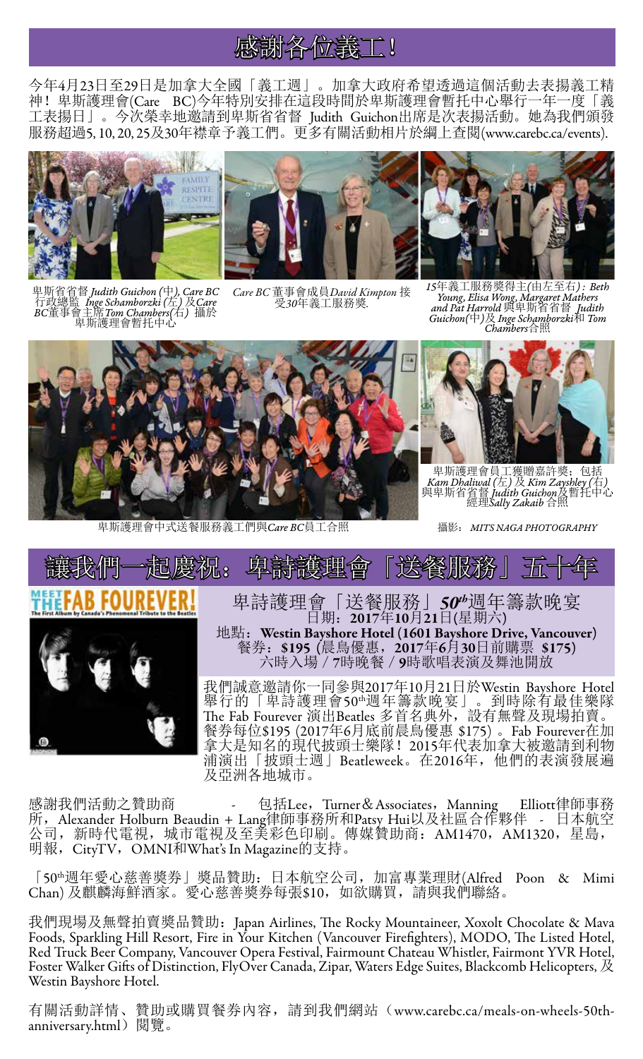# 感謝各位義工！

今年4月23日至29日是加拿大全國「義工週」。加拿大政府希望透過這個活動去表揚義工精神！卑斯護理會(Care BC)今年特別安排在這段時間於卑斯護理會暫托中心舉行一年一度「義工表揚日」。今次榮幸地邀請到卑斯省省督 Judith Guichon出席是次表揚活動。她為我們頒發服務超過5, 10, 20, 25及30年襟章予義工們。更多有關活動相片於網上查閱(www.carebc.ca/events).

卑斯省省督 *Judith Guichon* (中), *Care BC* 行政總監 *Inge Schamborzki* (左) 及*Care BC*董事會主席*Tom Chambers*(右) 攝於卑斯護理會暫托中心

*Care BC* 董事會成員*David Kimpton* 接受*30*年義工服務獎.

*15*年義工服務獎得主(由左至右)：*Beth Young, Elisa Wong, Margaret Mathers and Pat Harrold* 與卑斯省省督 *Judith Guichon*(中)及 *Inge Schamborzki*和 *Tom Chambers*合照

卑斯護理會中式送餐服務義工們與*Care BC*員工合照

卑斯護理會員工獲贈嘉許獎：包括 *Kam Dhaliwal* (左) 及 *Kim Zayshley* (右) 與卑斯省省督 *Judith Guichon*及暫托中心經理*Sally Zakaib* 合照

攝影：*MITS NAGA PHOTOGRAPHY*

# 讓我們一起慶祝：卑詩護理會「送餐服務」五十年

MEET THE FAB FOUREVER!
The First Album by Canada's Phenomenal Tribute to the Beatles

## 卑詩護理會「送餐服務」*50th*週年籌款晚宴

日期：**2017**年**10**月**21**日(星期六)
地點：**Westin Bayshore Hotel (1601 Bayshore Drive, Vancouver)**
餐券：**$195** (晨鳥優惠，**2017**年**6**月**30**日前購票 **$175**)
六時入場 / **7**時晚餐 / **9**時歌唱表演及舞池開放

我們誠意邀請你一同參與2017年10月21日於Westin Bayshore Hotel舉行的「卑詩護理會50th週年籌款晚宴」。到時除有最佳樂隊The Fab Fourever 演出Beatles 多首名典外，設有無聲及現場拍賣。餐券每位$195 (2017年6月底前晨鳥優惠 $175) 。Fab Fourever在加拿大是知名的現代披頭士樂隊！2015年代表加拿大被邀請到利物浦演出「披頭士週」Beatleweek。在2016年，他們的表演發展遍及亞洲各地城市。

感謝我們活動之贊助商 - 包括Lee，Turner＆Associates，Manning Elliott律師事務所，Alexander Holburn Beaudin + Lang律師事務所和Patsy Hui以及社區合作夥伴 - 日本航空公司，新時代電視，城市電視及至美彩色印刷。傳媒贊助商：AM1470，AM1320，星島，明報，CityTV，OMNI和What's In Magazine的支持。

「50th週年愛心慈善獎券」獎品贊助：日本航空公司，加富專業理財(Alfred Poon & Mimi Chan) 及麒麟海鮮酒家。愛心慈善獎券每張$10，如欲購買，請與我們聯絡。

我們現場及無聲拍賣獎品贊助：Japan Airlines, The Rocky Mountaineer, Xoxolt Chocolate & Mava Foods, Sparkling Hill Resort, Fire in Your Kitchen (Vancouver Firefighters), MODO, The Listed Hotel, Red Truck Beer Company, Vancouver Opera Festival, Fairmount Chateau Whistler, Fairmont YVR Hotel, Foster Walker Gifts of Distinction, FlyOver Canada, Zipar, Waters Edge Suites, Blackcomb Helicopters, 及 Westin Bayshore Hotel.

有關活動詳情、贊助或購買餐券內容，請到我們網站（www.carebc.ca/meals-on-wheels-50th-anniversary.html）閱覽。